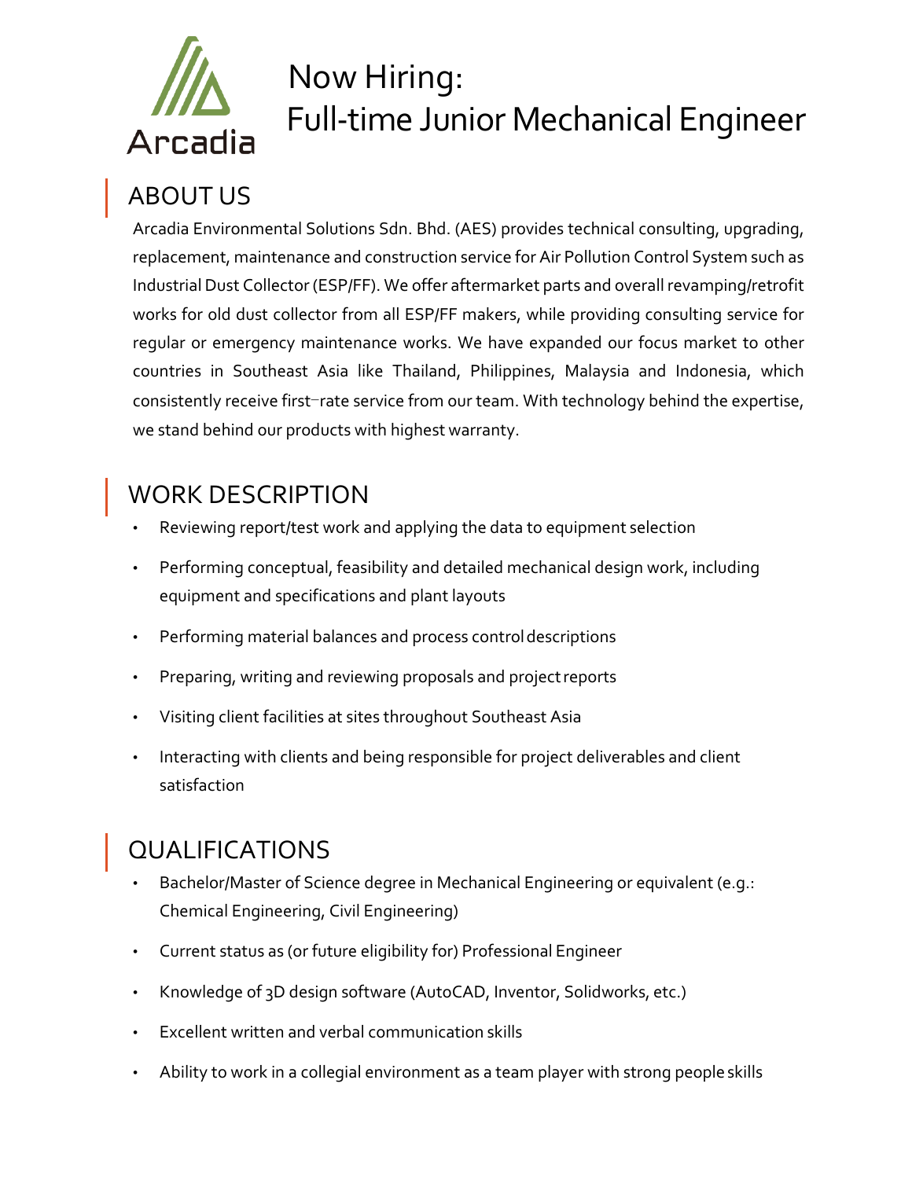Arcadia

# Now Hiring:
# Full-time Junior Mechanical Engineer

## ABOUT US

Arcadia Environmental Solutions Sdn. Bhd. (AES) provides technical consulting, upgrading, replacement, maintenance and construction service for Air Pollution Control System such as Industrial Dust Collector (ESP/FF). We offer aftermarket parts and overall revamping/retrofit works for old dust collector from all ESP/FF makers, while providing consulting service for regular or emergency maintenance works. We have expanded our focus market to other countries in Southeast Asia like Thailand, Philippines, Malaysia and Indonesia, which consistently receive first–rate service from our team. With technology behind the expertise, we stand behind our products with highest warranty.

## WORK DESCRIPTION

- Reviewing report/test work and applying the data to equipment selection
- Performing conceptual, feasibility and detailed mechanical design work, including equipment and specifications and plant layouts
- Performing material balances and process control descriptions
- Preparing, writing and reviewing proposals and project reports
- Visiting client facilities at sites throughout Southeast Asia
- Interacting with clients and being responsible for project deliverables and client satisfaction

## QUALIFICATIONS

- Bachelor/Master of Science degree in Mechanical Engineering or equivalent (e.g.: Chemical Engineering, Civil Engineering)
- Current status as (or future eligibility for) Professional Engineer
- Knowledge of 3D design software (AutoCAD, Inventor, Solidworks, etc.)
- Excellent written and verbal communication skills
- Ability to work in a collegial environment as a team player with strong people skills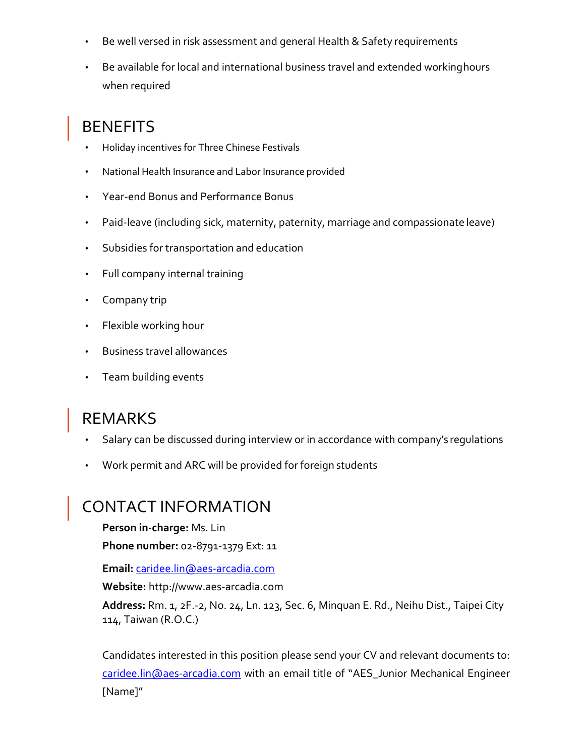- Be well versed in risk assessment and general Health & Safety requirements
- Be available for local and international business travel and extended working hours when required

## BENEFITS

- Holiday incentives for Three Chinese Festivals
- National Health Insurance and Labor Insurance provided
- Year-end Bonus and Performance Bonus
- Paid-leave (including sick, maternity, paternity, marriage and compassionate leave)
- Subsidies for transportation and education
- Full company internal training
- Company trip
- Flexible working hour
- Business travel allowances
- Team building events

## REMARKS

- Salary can be discussed during interview or in accordance with company's regulations
- Work permit and ARC will be provided for foreign students

## CONTACT INFORMATION

**Person in-charge:** Ms. Lin

**Phone number:** 02-8791-1379 Ext: 11

**Email:** caridee.lin@aes-arcadia.com

**Website:** http://www.aes-arcadia.com

**Address:** Rm. 1, 2F.-2, No. 24, Ln. 123, Sec. 6, Minquan E. Rd., Neihu Dist., Taipei City 114, Taiwan (R.O.C.)

Candidates interested in this position please send your CV and relevant documents to: caridee.lin@aes-arcadia.com with an email title of "AES_Junior Mechanical Engineer [Name]"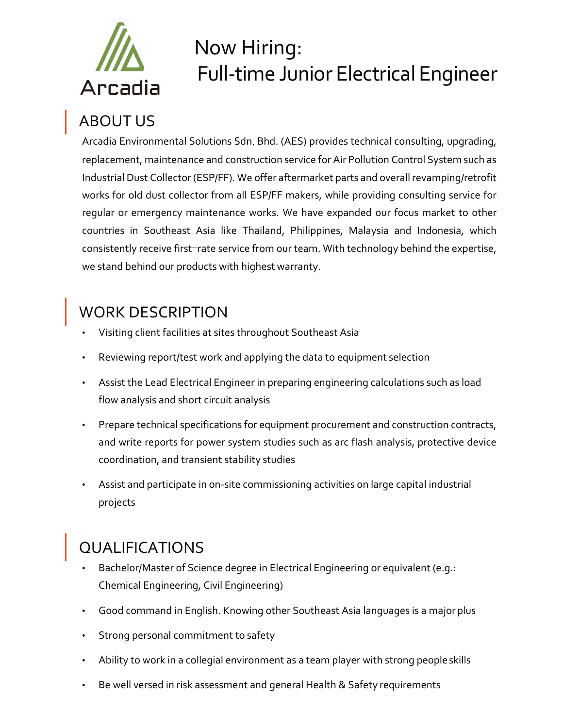Arcadia

# Now Hiring: Full-time Junior Electrical Engineer

## ABOUT US

Arcadia Environmental Solutions Sdn. Bhd. (AES) provides technical consulting, upgrading, replacement, maintenance and construction service for Air Pollution Control System such as Industrial Dust Collector (ESP/FF). We offer aftermarket parts and overall revamping/retrofit works for old dust collector from all ESP/FF makers, while providing consulting service for regular or emergency maintenance works. We have expanded our focus market to other countries in Southeast Asia like Thailand, Philippines, Malaysia and Indonesia, which consistently receive first–rate service from our team. With technology behind the expertise, we stand behind our products with highest warranty.

## WORK DESCRIPTION

- Visiting client facilities at sites throughout Southeast Asia
- Reviewing report/test work and applying the data to equipment selection
- Assist the Lead Electrical Engineer in preparing engineering calculations such as load flow analysis and short circuit analysis
- Prepare technical specifications for equipment procurement and construction contracts, and write reports for power system studies such as arc flash analysis, protective device coordination, and transient stability studies
- Assist and participate in on-site commissioning activities on large capital industrial projects

## QUALIFICATIONS

- Bachelor/Master of Science degree in Electrical Engineering or equivalent (e.g.: Chemical Engineering, Civil Engineering)
- Good command in English. Knowing other Southeast Asia languages is a major plus
- Strong personal commitment to safety
- Ability to work in a collegial environment as a team player with strong people skills
- Be well versed in risk assessment and general Health & Safety requirements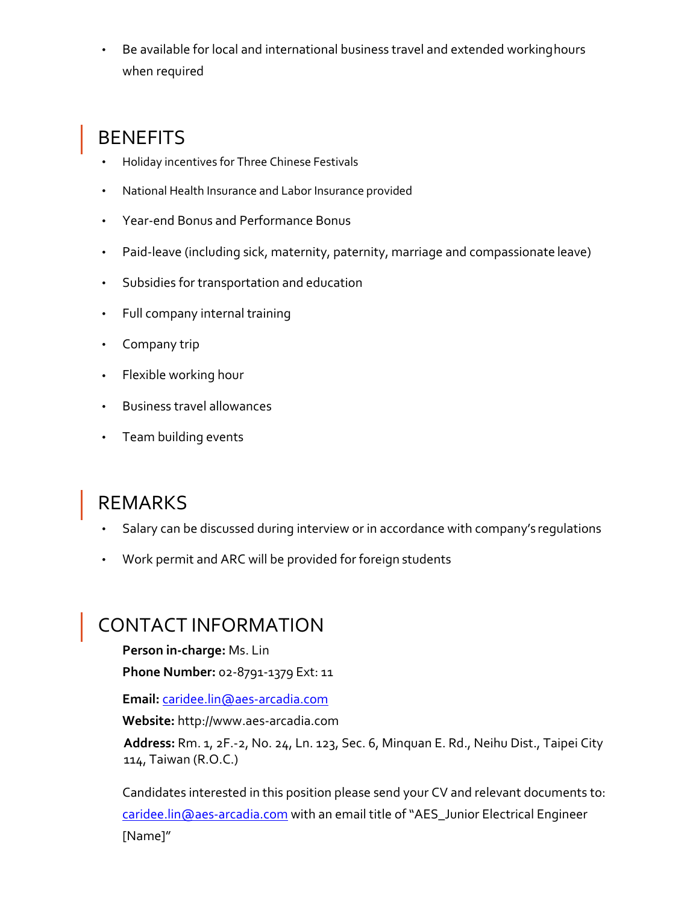- Be available for local and international business travel and extended working hours when required

## BENEFITS

- Holiday incentives for Three Chinese Festivals
- National Health Insurance and Labor Insurance provided
- Year-end Bonus and Performance Bonus
- Paid-leave (including sick, maternity, paternity, marriage and compassionate leave)
- Subsidies for transportation and education
- Full company internal training
- Company trip
- Flexible working hour
- Business travel allowances
- Team building events

## REMARKS

- Salary can be discussed during interview or in accordance with company's regulations
- Work permit and ARC will be provided for foreign students

## CONTACT INFORMATION

**Person in-charge:** Ms. Lin

**Phone Number:** 02-8791-1379 Ext: 11

**Email:** caridee.lin@aes-arcadia.com

**Website:** http://www.aes-arcadia.com

**Address:** Rm. 1, 2F.-2, No. 24, Ln. 123, Sec. 6, Minquan E. Rd., Neihu Dist., Taipei City 114, Taiwan (R.O.C.)

Candidates interested in this position please send your CV and relevant documents to: caridee.lin@aes-arcadia.com with an email title of "AES_Junior Electrical Engineer [Name]"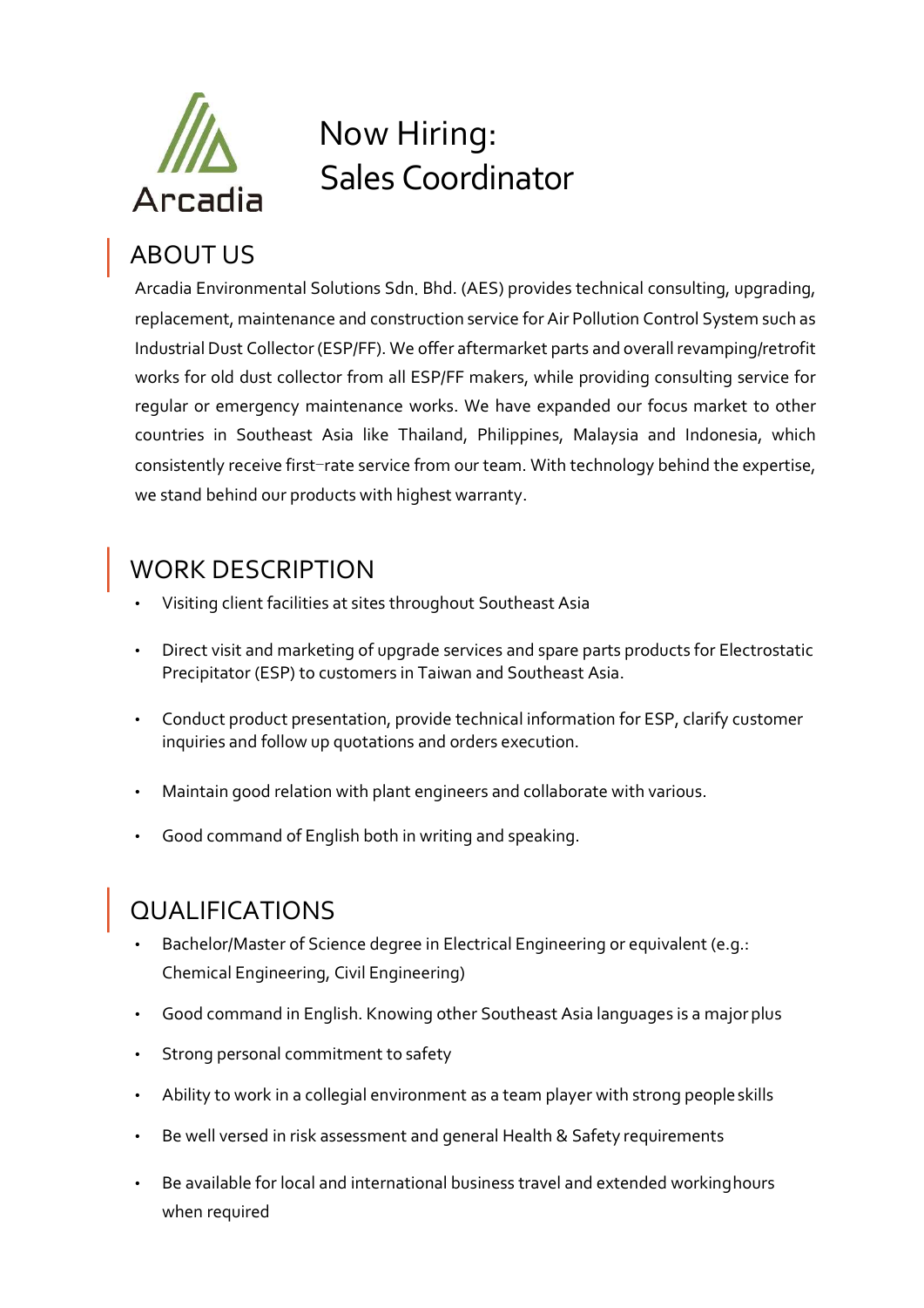Arcadia

# Now Hiring: Sales Coordinator

## ABOUT US

Arcadia Environmental Solutions Sdn. Bhd. (AES) provides technical consulting, upgrading, replacement, maintenance and construction service for Air Pollution Control System such as Industrial Dust Collector (ESP/FF). We offer aftermarket parts and overall revamping/retrofit works for old dust collector from all ESP/FF makers, while providing consulting service for regular or emergency maintenance works. We have expanded our focus market to other countries in Southeast Asia like Thailand, Philippines, Malaysia and Indonesia, which consistently receive first-rate service from our team. With technology behind the expertise, we stand behind our products with highest warranty.

## WORK DESCRIPTION

- Visiting client facilities at sites throughout Southeast Asia
- Direct visit and marketing of upgrade services and spare parts products for Electrostatic Precipitator (ESP) to customers in Taiwan and Southeast Asia.
- Conduct product presentation, provide technical information for ESP, clarify customer inquiries and follow up quotations and orders execution.
- Maintain good relation with plant engineers and collaborate with various.
- Good command of English both in writing and speaking.

## QUALIFICATIONS

- Bachelor/Master of Science degree in Electrical Engineering or equivalent (e.g.: Chemical Engineering, Civil Engineering)
- Good command in English. Knowing other Southeast Asia languages is a major plus
- Strong personal commitment to safety
- Ability to work in a collegial environment as a team player with strong people skills
- Be well versed in risk assessment and general Health & Safety requirements
- Be available for local and international business travel and extended working hours when required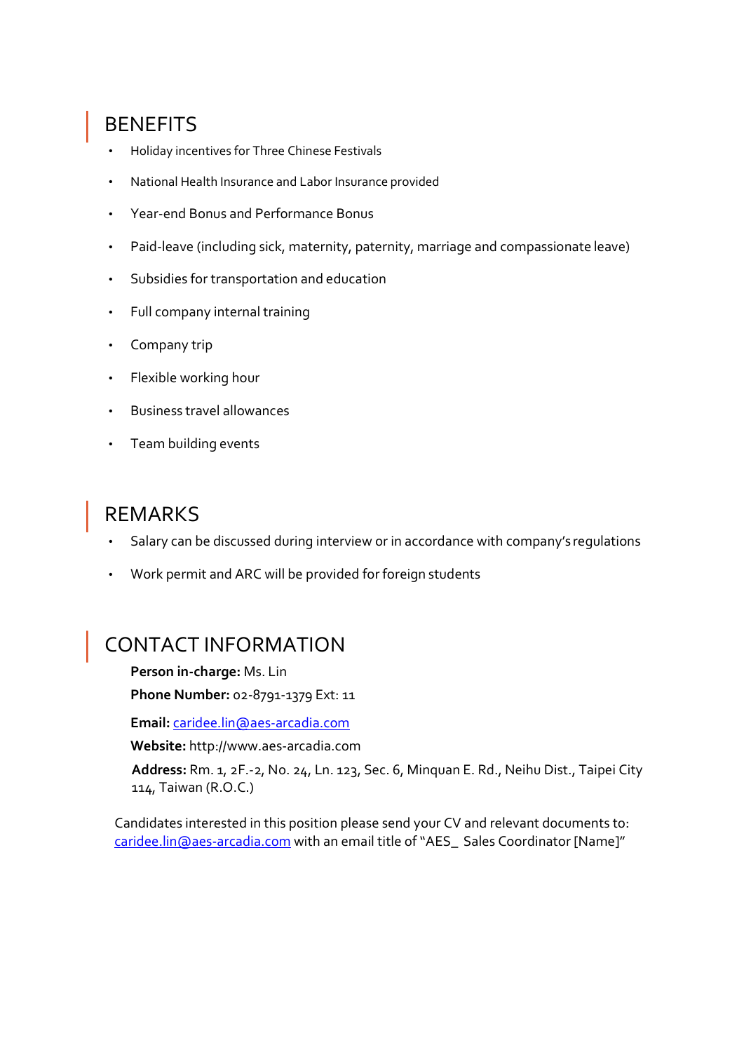## BENEFITS

- Holiday incentives for Three Chinese Festivals
- National Health Insurance and Labor Insurance provided
- Year-end Bonus and Performance Bonus
- Paid-leave (including sick, maternity, paternity, marriage and compassionate leave)
- Subsidies for transportation and education
- Full company internal training
- Company trip
- Flexible working hour
- Business travel allowances
- Team building events

## REMARKS

- Salary can be discussed during interview or in accordance with company's regulations
- Work permit and ARC will be provided for foreign students

## CONTACT INFORMATION

**Person in-charge:** Ms. Lin

**Phone Number:** 02-8791-1379 Ext: 11

**Email:** caridee.lin@aes-arcadia.com

**Website:** http://www.aes-arcadia.com

**Address:** Rm. 1, 2F.-2, No. 24, Ln. 123, Sec. 6, Minquan E. Rd., Neihu Dist., Taipei City 114, Taiwan (R.O.C.)

Candidates interested in this position please send your CV and relevant documents to: caridee.lin@aes-arcadia.com with an email title of "AES_ Sales Coordinator [Name]"